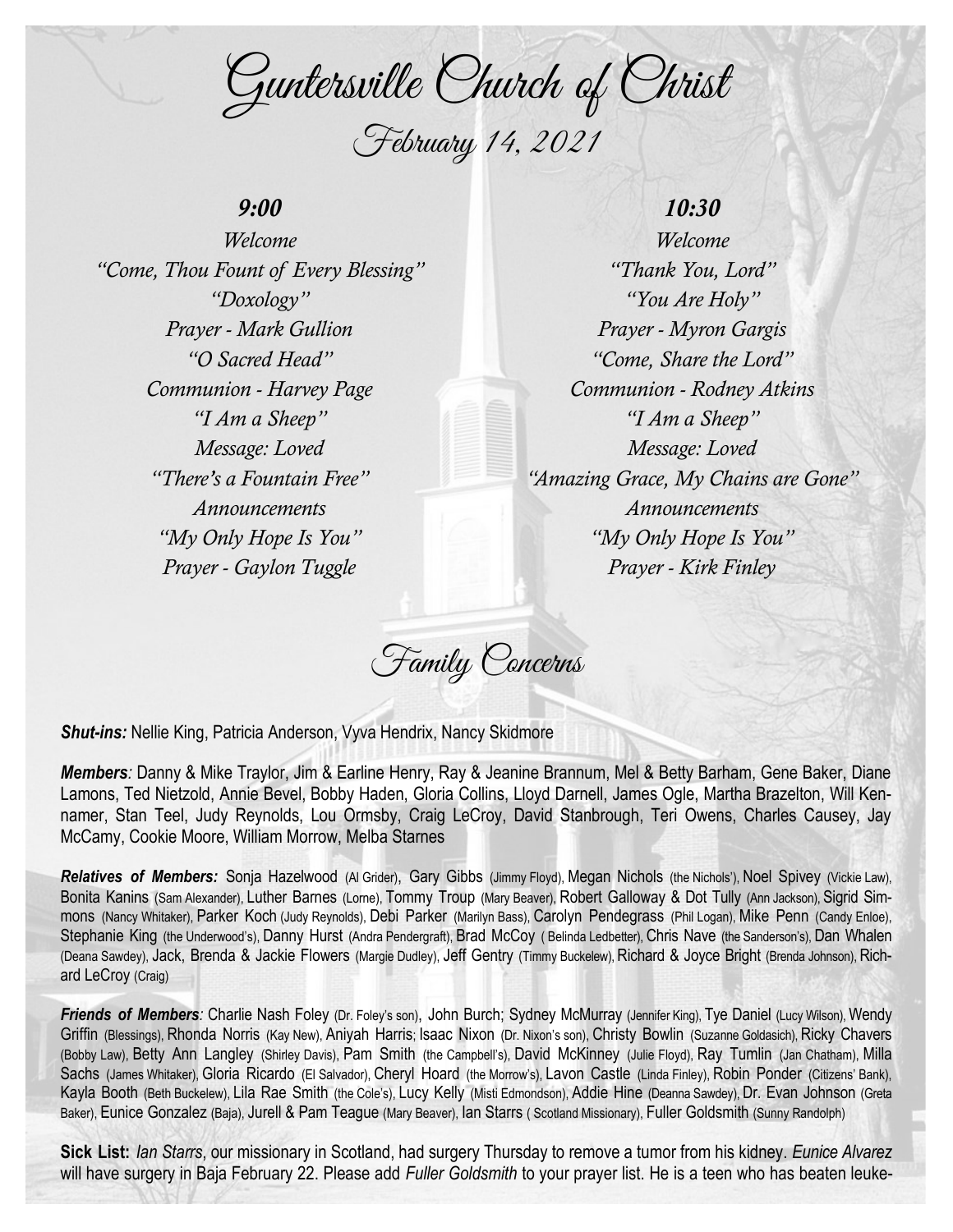# Guntersville Church of Christ

## February 14, 2021

### *9:00*

*Welcome*
*"Come, Thou Fount of Every Blessing"*
*"Doxology"*
*Prayer - Mark Gullion*
*"O Sacred Head"*
*Communion - Harvey Page*
*"I Am a Sheep"*
*Message: Loved*
*"There's a Fountain Free"*
*Announcements*
*"My Only Hope Is You"*
*Prayer - Gaylon Tuggle*

### *10:30*

*Welcome*
*"Thank You, Lord"*
*"You Are Holy"*
*Prayer - Myron Gargis*
*"Come, Share the Lord"*
*Communion - Rodney Atkins*
*"I Am a Sheep"*
*Message: Loved*
*"Amazing Grace, My Chains are Gone"*
*Announcements*
*"My Only Hope Is You"*
*Prayer - Kirk Finley*

## Family Concerns

***Shut-ins:*** Nellie King, Patricia Anderson, Vyva Hendrix, Nancy Skidmore

***Members**:* Danny & Mike Traylor, Jim & Earline Henry, Ray & Jeanine Brannum, Mel & Betty Barham, Gene Baker, Diane Lamons, Ted Nietzold, Annie Bevel, Bobby Haden, Gloria Collins, Lloyd Darnell, James Ogle, Martha Brazelton, Will Kennamer, Stan Teel, Judy Reynolds, Lou Ormsby, Craig LeCroy, David Stanbrough, Teri Owens, Charles Causey, Jay McCamy, Cookie Moore, William Morrow, Melba Starnes

***Relatives of Members:*** Sonja Hazelwood (Al Grider), Gary Gibbs (Jimmy Floyd), Megan Nichols (the Nichols'), Noel Spivey (Vickie Law), Bonita Kanins (Sam Alexander), Luther Barnes (Lorne), Tommy Troup (Mary Beaver), Robert Galloway & Dot Tully (Ann Jackson), Sigrid Simmons (Nancy Whitaker), Parker Koch (Judy Reynolds), Debi Parker (Marilyn Bass), Carolyn Pendegrass (Phil Logan), Mike Penn (Candy Enloe), Stephanie King (the Underwood's), Danny Hurst (Andra Pendergraft), Brad McCoy ( Belinda Ledbetter), Chris Nave (the Sanderson's), Dan Whalen (Deana Sawdey), Jack, Brenda & Jackie Flowers (Margie Dudley), Jeff Gentry (Timmy Buckelew), Richard & Joyce Bright (Brenda Johnson), Richard LeCroy (Craig)

***Friends of Members**:* Charlie Nash Foley (Dr. Foley's son), John Burch; Sydney McMurray (Jennifer King), Tye Daniel (Lucy Wilson), Wendy Griffin (Blessings), Rhonda Norris (Kay New), Aniyah Harris; Isaac Nixon (Dr. Nixon's son), Christy Bowlin (Suzanne Goldasich), Ricky Chavers (Bobby Law), Betty Ann Langley (Shirley Davis), Pam Smith (the Campbell's), David McKinney (Julie Floyd), Ray Tumlin (Jan Chatham), Milla Sachs (James Whitaker), Gloria Ricardo (El Salvador), Cheryl Hoard (the Morrow's), Lavon Castle (Linda Finley), Robin Ponder (Citizens' Bank), Kayla Booth (Beth Buckelew), Lila Rae Smith (the Cole's), Lucy Kelly (Misti Edmondson), Addie Hine (Deanna Sawdey), Dr. Evan Johnson (Greta Baker), Eunice Gonzalez (Baja), Jurell & Pam Teague (Mary Beaver), Ian Starrs ( Scotland Missionary), Fuller Goldsmith (Sunny Randolph)

**Sick List:** *Ian Starrs*, our missionary in Scotland, had surgery Thursday to remove a tumor from his kidney. *Eunice Alvarez* will have surgery in Baja February 22. Please add *Fuller Goldsmith* to your prayer list. He is a teen who has beaten leuke-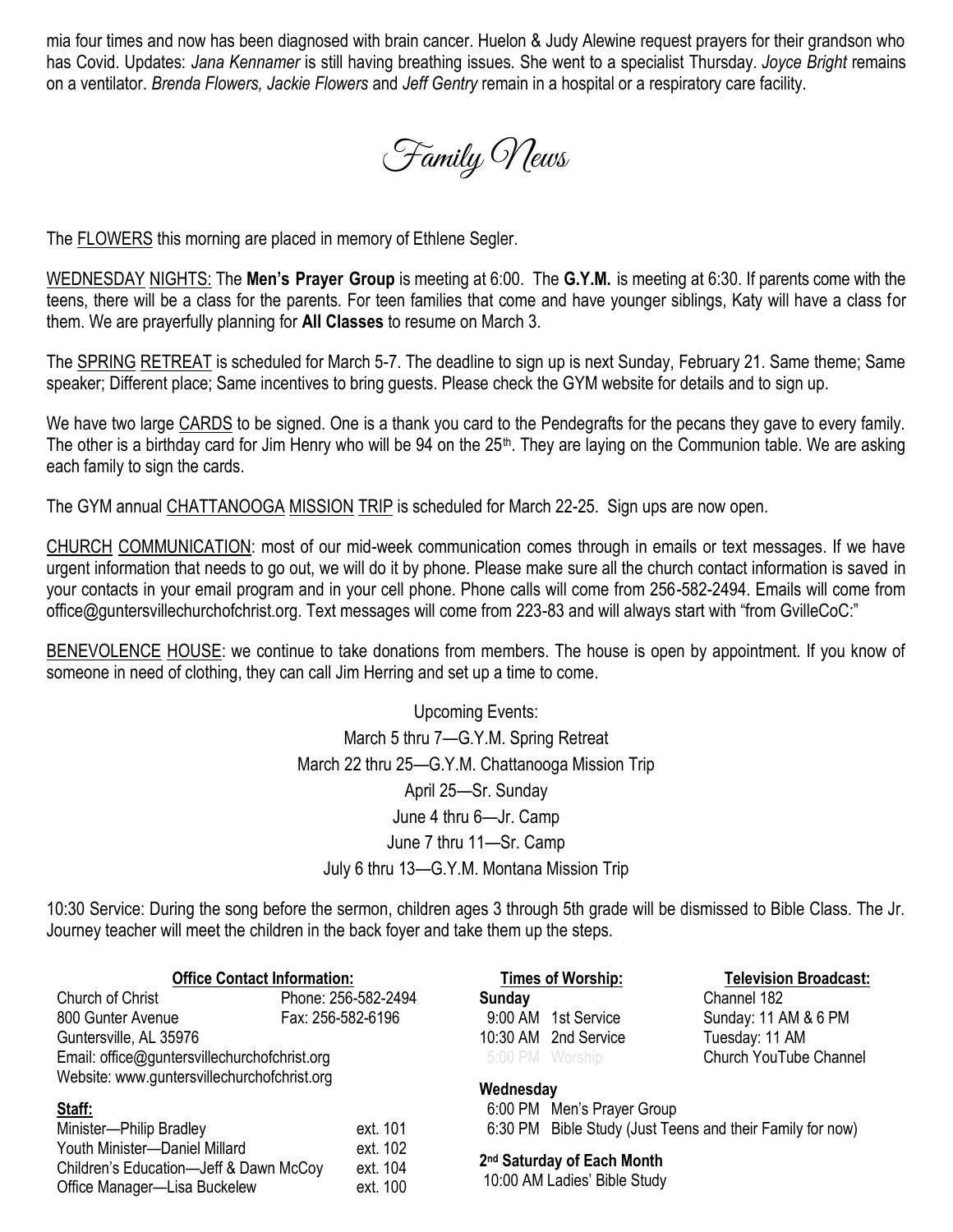mia four times and now has been diagnosed with brain cancer. Huelon & Judy Alewine request prayers for their grandson who has Covid. Updates: *Jana Kennamer* is still having breathing issues. She went to a specialist Thursday. *Joyce Bright* remains on a ventilator. *Brenda Flowers, Jackie Flowers* and *Jeff Gentry* remain in a hospital or a respiratory care facility.

# Family News

The FLOWERS this morning are placed in memory of Ethlene Segler.

WEDNESDAY NIGHTS: The **Men's Prayer Group** is meeting at 6:00. The **G.Y.M.** is meeting at 6:30. If parents come with the teens, there will be a class for the parents. For teen families that come and have younger siblings, Katy will have a class for them. We are prayerfully planning for **All Classes** to resume on March 3.

The SPRING RETREAT is scheduled for March 5-7. The deadline to sign up is next Sunday, February 21. Same theme; Same speaker; Different place; Same incentives to bring guests. Please check the GYM website for details and to sign up.

We have two large CARDS to be signed. One is a thank you card to the Pendegrafts for the pecans they gave to every family. The other is a birthday card for Jim Henry who will be 94 on the 25th. They are laying on the Communion table. We are asking each family to sign the cards.

The GYM annual CHATTANOOGA MISSION TRIP is scheduled for March 22-25. Sign ups are now open.

CHURCH COMMUNICATION: most of our mid-week communication comes through in emails or text messages. If we have urgent information that needs to go out, we will do it by phone. Please make sure all the church contact information is saved in your contacts in your email program and in your cell phone. Phone calls will come from 256-582-2494. Emails will come from office@guntersvillechurchofchrist.org. Text messages will come from 223-83 and will always start with "from GvilleCoC:"

BENEVOLENCE HOUSE: we continue to take donations from members. The house is open by appointment. If you know of someone in need of clothing, they can call Jim Herring and set up a time to come.

Upcoming Events:
March 5 thru 7—G.Y.M. Spring Retreat
March 22 thru 25—G.Y.M. Chattanooga Mission Trip
April 25—Sr. Sunday
June 4 thru 6—Jr. Camp
June 7 thru 11—Sr. Camp
July 6 thru 13—G.Y.M. Montana Mission Trip

10:30 Service: During the song before the sermon, children ages 3 through 5th grade will be dismissed to Bible Class. The Jr. Journey teacher will meet the children in the back foyer and take them up the steps.

**Office Contact Information:**

Church of Christ — Phone: 256-582-2494
800 Gunter Avenue — Fax: 256-582-6196
Guntersville, AL 35976
Email: office@guntersvillechurchofchrist.org
Website: www.guntersvillechurchofchrist.org

**Staff:**

| | |
|---|---|
| Minister—Philip Bradley | ext. 101 |
| Youth Minister—Daniel Millard | ext. 102 |
| Children's Education—Jeff & Dawn McCoy | ext. 104 |
| Office Manager—Lisa Buckelew | ext. 100 |

**Times of Worship:**

**Sunday**
9:00 AM 1st Service
10:30 AM 2nd Service
5:00 PM Worship

**Wednesday**
6:00 PM Men's Prayer Group
6:30 PM Bible Study (Just Teens and their Family for now)

**2nd Saturday of Each Month**
10:00 AM Ladies' Bible Study

**Television Broadcast:**

Channel 182
Sunday: 11 AM & 6 PM
Tuesday: 11 AM
Church YouTube Channel